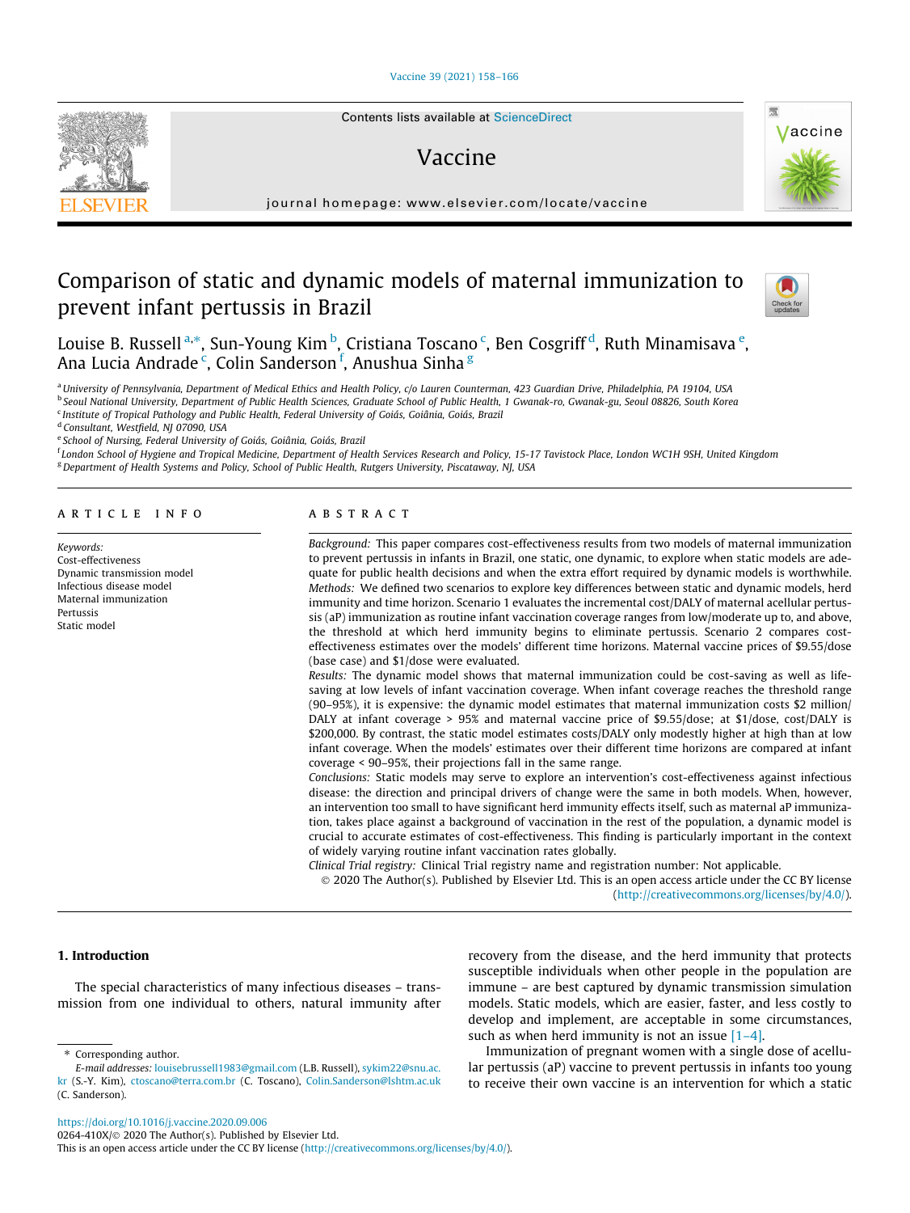# Comparison of static and dynamic models of maternal immunization to prevent infant pertussis in Brazil

Louise B. Russell [a,*], Sun-Young Kim [b], Cristiana Toscano [c], Ben Cosgriff [d], Ruth Minamisava [e], Ana Lucia Andrade [c], Colin Sanderson [f], Anushua Sinha [g]

[a] University of Pennsylvania, Department of Medical Ethics and Health Policy, c/o Lauren Counterman, 423 Guardian Drive, Philadelphia, PA 19104, USA
[b] Seoul National University, Department of Public Health Sciences, Graduate School of Public Health, 1 Gwanak-ro, Gwanak-gu, Seoul 08826, South Korea
[c] Institute of Tropical Pathology and Public Health, Federal University of Goiás, Goiânia, Goiás, Brazil
[d] Consultant, Westfield, NJ 07090, USA
[e] School of Nursing, Federal University of Goiás, Goiânia, Goiás, Brazil
[f] London School of Hygiene and Tropical Medicine, Department of Health Services Research and Policy, 15-17 Tavistock Place, London WC1H 9SH, United Kingdom
[g] Department of Health Systems and Policy, School of Public Health, Rutgers University, Piscataway, NJ, USA

## ARTICLE INFO

*Keywords:*
Cost-effectiveness
Dynamic transmission model
Infectious disease model
Maternal immunization
Pertussis
Static model

## ABSTRACT

*Background:* This paper compares cost-effectiveness results from two models of maternal immunization to prevent pertussis in infants in Brazil, one static, one dynamic, to explore when static models are adequate for public health decisions and when the extra effort required by dynamic models is worthwhile.

*Methods:* We defined two scenarios to explore key differences between static and dynamic models, herd immunity and time horizon. Scenario 1 evaluates the incremental cost/DALY of maternal acellular pertussis (aP) immunization as routine infant vaccination coverage ranges from low/moderate up to, and above, the threshold at which herd immunity begins to eliminate pertussis. Scenario 2 compares cost-effectiveness estimates over the models' different time horizons. Maternal vaccine prices of $9.55/dose (base case) and $1/dose were evaluated.

*Results:* The dynamic model shows that maternal immunization could be cost-saving as well as life-saving at low levels of infant vaccination coverage. When infant coverage reaches the threshold range (90–95%), it is expensive: the dynamic model estimates that maternal immunization costs $2 million/DALY at infant coverage > 95% and maternal vaccine price of $9.55/dose; at $1/dose, cost/DALY is $200,000. By contrast, the static model estimates costs/DALY only modestly higher at high than at low infant coverage. When the models' estimates over their different time horizons are compared at infant coverage < 90–95%, their projections fall in the same range.

*Conclusions:* Static models may serve to explore an intervention's cost-effectiveness against infectious disease: the direction and principal drivers of change were the same in both models. When, however, an intervention too small to have significant herd immunity effects itself, such as maternal aP immunization, takes place against a background of vaccination in the rest of the population, a dynamic model is crucial to accurate estimates of cost-effectiveness. This finding is particularly important in the context of widely varying routine infant vaccination rates globally.

*Clinical Trial registry:* Clinical Trial registry name and registration number: Not applicable.

© 2020 The Author(s). Published by Elsevier Ltd. This is an open access article under the CC BY license (http://creativecommons.org/licenses/by/4.0/).

## 1. Introduction

The special characteristics of many infectious diseases – transmission from one individual to others, natural immunity after recovery from the disease, and the herd immunity that protects susceptible individuals when other people in the population are immune – are best captured by dynamic transmission simulation models. Static models, which are easier, faster, and less costly to develop and implement, are acceptable in some circumstances, such as when herd immunity is not an issue [1–4].

Immunization of pregnant women with a single dose of acellular pertussis (aP) vaccine to prevent pertussis in infants too young to receive their own vaccine is an intervention for which a static

---

* Corresponding author.
*E-mail addresses:* louisebrussell1983@gmail.com (L.B. Russell), sykim22@snu.ac.kr (S.-Y. Kim), ctoscano@terra.com.br (C. Toscano), Colin.Sanderson@lshtm.ac.uk (C. Sanderson).

https://doi.org/10.1016/j.vaccine.2020.09.006
0264-410X/© 2020 The Author(s). Published by Elsevier Ltd.
This is an open access article under the CC BY license (http://creativecommons.org/licenses/by/4.0/).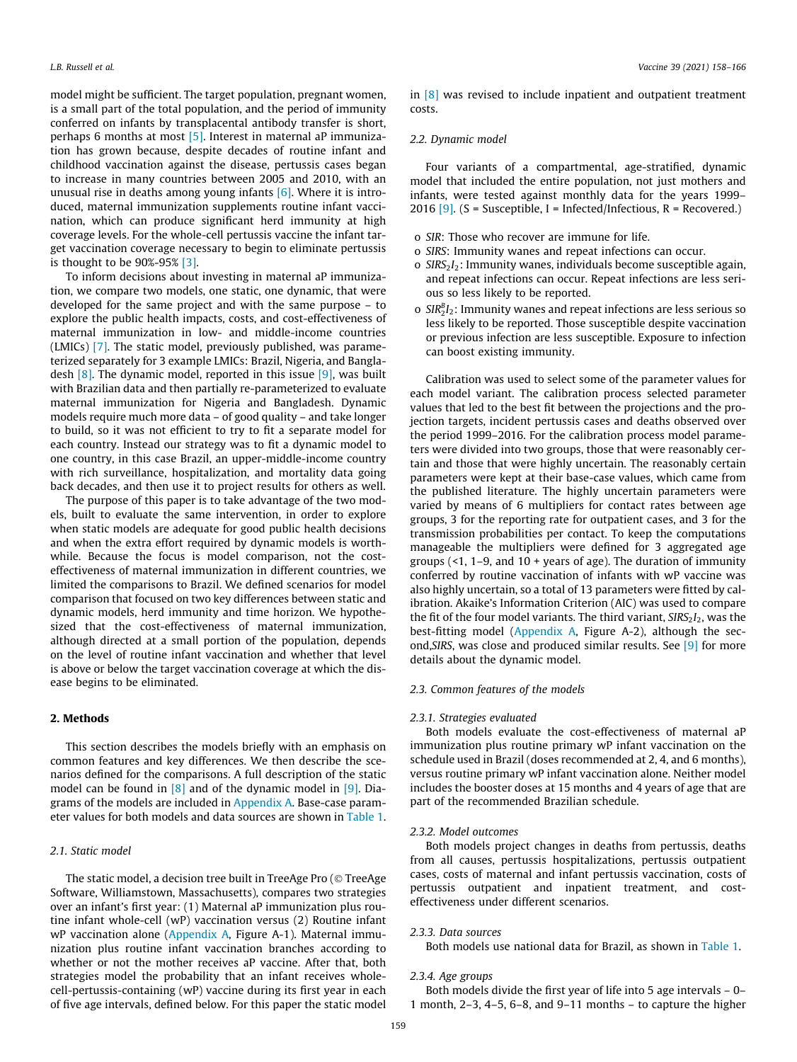model might be sufficient. The target population, pregnant women, is a small part of the total population, and the period of immunity conferred on infants by transplacental antibody transfer is short, perhaps 6 months at most [5]. Interest in maternal aP immunization has grown because, despite decades of routine infant and childhood vaccination against the disease, pertussis cases began to increase in many countries between 2005 and 2010, with an unusual rise in deaths among young infants [6]. Where it is introduced, maternal immunization supplements routine infant vaccination, which can produce significant herd immunity at high coverage levels. For the whole-cell pertussis vaccine the infant target vaccination coverage necessary to begin to eliminate pertussis is thought to be 90%-95% [3].

To inform decisions about investing in maternal aP immunization, we compare two models, one static, one dynamic, that were developed for the same project and with the same purpose – to explore the public health impacts, costs, and cost-effectiveness of maternal immunization in low- and middle-income countries (LMICs) [7]. The static model, previously published, was parameterized separately for 3 example LMICs: Brazil, Nigeria, and Bangladesh [8]. The dynamic model, reported in this issue [9], was built with Brazilian data and then partially re-parameterized to evaluate maternal immunization for Nigeria and Bangladesh. Dynamic models require much more data – of good quality – and take longer to build, so it was not efficient to try to fit a separate model for each country. Instead our strategy was to fit a dynamic model to one country, in this case Brazil, an upper-middle-income country with rich surveillance, hospitalization, and mortality data going back decades, and then use it to project results for others as well.

The purpose of this paper is to take advantage of the two models, built to evaluate the same intervention, in order to explore when static models are adequate for good public health decisions and when the extra effort required by dynamic models is worthwhile. Because the focus is model comparison, not the cost-effectiveness of maternal immunization in different countries, we limited the comparisons to Brazil. We defined scenarios for model comparison that focused on two key differences between static and dynamic models, herd immunity and time horizon. We hypothesized that the cost-effectiveness of maternal immunization, although directed at a small portion of the population, depends on the level of routine infant vaccination and whether that level is above or below the target vaccination coverage at which the disease begins to be eliminated.

## 2. Methods

This section describes the models briefly with an emphasis on common features and key differences. We then describe the scenarios defined for the comparisons. A full description of the static model can be found in [8] and of the dynamic model in [9]. Diagrams of the models are included in Appendix A. Base-case parameter values for both models and data sources are shown in Table 1.

### 2.1. Static model

The static model, a decision tree built in TreeAge Pro (© TreeAge Software, Williamstown, Massachusetts), compares two strategies over an infant's first year: (1) Maternal aP immunization plus routine infant whole-cell (wP) vaccination versus (2) Routine infant wP vaccination alone (Appendix A, Figure A-1). Maternal immunization plus routine infant vaccination branches according to whether or not the mother receives aP vaccine. After that, both strategies model the probability that an infant receives whole-cell-pertussis-containing (wP) vaccine during its first year in each of five age intervals, defined below. For this paper the static model in [8] was revised to include inpatient and outpatient treatment costs.

### 2.2. Dynamic model

Four variants of a compartmental, age-stratified, dynamic model that included the entire population, not just mothers and infants, were tested against monthly data for the years 1999–2016 [9]. (S = Susceptible, I = Infected/Infectious, R = Recovered.)

- *SIR*: Those who recover are immune for life.
- *SIRS*: Immunity wanes and repeat infections can occur.
- $SIRS_2I_2$: Immunity wanes, individuals become susceptible again, and repeat infections can occur. Repeat infections are less serious so less likely to be reported.
- $SIR_2^BI_2$: Immunity wanes and repeat infections are less serious so less likely to be reported. Those susceptible despite vaccination or previous infection are less susceptible. Exposure to infection can boost existing immunity.

Calibration was used to select some of the parameter values for each model variant. The calibration process selected parameter values that led to the best fit between the projections and the projection targets, incident pertussis cases and deaths observed over the period 1999–2016. For the calibration process model parameters were divided into two groups, those that were reasonably certain and those that were highly uncertain. The reasonably certain parameters were kept at their base-case values, which came from the published literature. The highly uncertain parameters were varied by means of 6 multipliers for contact rates between age groups, 3 for the reporting rate for outpatient cases, and 3 for the transmission probabilities per contact. To keep the computations manageable the multipliers were defined for 3 aggregated age groups (<1, 1–9, and 10 + years of age). The duration of immunity conferred by routine vaccination of infants with wP vaccine was also highly uncertain, so a total of 13 parameters were fitted by calibration. Akaike's Information Criterion (AIC) was used to compare the fit of the four model variants. The third variant, $SIRS_2I_2$, was the best-fitting model (Appendix A, Figure A-2), although the second, *SIRS*, was close and produced similar results. See [9] for more details about the dynamic model.

### 2.3. Common features of the models

#### 2.3.1. Strategies evaluated

Both models evaluate the cost-effectiveness of maternal aP immunization plus routine primary wP infant vaccination on the schedule used in Brazil (doses recommended at 2, 4, and 6 months), versus routine primary wP infant vaccination alone. Neither model includes the booster doses at 15 months and 4 years of age that are part of the recommended Brazilian schedule.

#### 2.3.2. Model outcomes

Both models project changes in deaths from pertussis, deaths from all causes, pertussis hospitalizations, pertussis outpatient cases, costs of maternal and infant pertussis vaccination, costs of pertussis outpatient and inpatient treatment, and cost-effectiveness under different scenarios.

#### 2.3.3. Data sources

Both models use national data for Brazil, as shown in Table 1.

#### 2.3.4. Age groups

Both models divide the first year of life into 5 age intervals – 0–1 month, 2–3, 4–5, 6–8, and 9–11 months – to capture the higher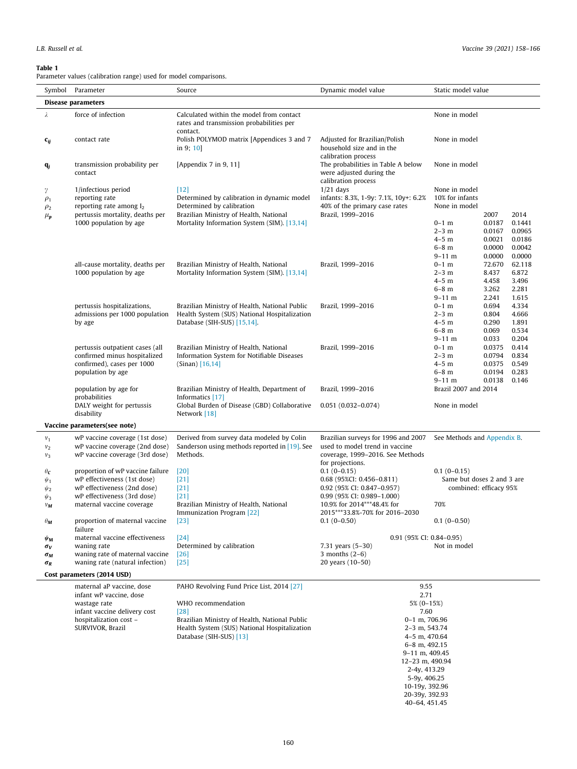**Table 1**
Parameter values (calibration range) used for model comparisons.

| Symbol | Parameter | Source | Dynamic model value | Static model value | | |
|---|---|---|---|---|---|---|
| **Disease parameters** | | | | | | |
| $\lambda$ | force of infection | Calculated within the model from contact rates and transmission probabilities per contact. | | None in model | | |
| $\mathbf{c_{ij}}$ | contact rate | Polish POLYMOD matrix [Appendices 3 and 7 in 9; 10] | Adjusted for Brazilian/Polish household size and in the calibration process | None in model | | |
| $\mathbf{q_j}$ | transmission probability per contact | [Appendix 7 in 9, 11] | The probabilities in Table A below were adjusted during the calibration process | None in model | | |
| $\gamma$ | 1/infectious period | [12] | 1/21 days | None in model | | |
| $\rho_1$ | reporting rate | Determined by calibration in dynamic model | infants: 8.3%, 1-9y: 7.1%, 10y+: 6.2% | 10% for infants | | |
| $\rho_2$ | reporting rate among $I_2$ | Determined by calibration | 40% of the primary case rates | None in model | | |
| $\mu_p$ | pertussis mortality, deaths per 1000 population by age | Brazilian Ministry of Health, National Mortality Information System (SIM). [13,14] | Brazil, 1999–2016 | | 2007 | 2014 |
| | | | | 0–1 m | 0.0187 | 0.1441 |
| | | | | 2–3 m | 0.0167 | 0.0965 |
| | | | | 4–5 m | 0.0021 | 0.0186 |
| | | | | 6–8 m | 0.0000 | 0.0042 |
| | | | | 9–11 m | 0.0000 | 0.0000 |
| | all-cause mortality, deaths per 1000 population by age | Brazilian Ministry of Health, National Mortality Information System (SIM). [13,14] | Brazil, 1999–2016 | 0–1 m | 72.670 | 62.118 |
| | | | | 2–3 m | 8.437 | 6.872 |
| | | | | 4–5 m | 4.458 | 3.496 |
| | | | | 6–8 m | 3.262 | 2.281 |
| | | | | 9–11 m | 2.241 | 1.615 |
| | pertussis hospitalizations, admissions per 1000 population by age | Brazilian Ministry of Health, National Public Health System (SUS) National Hospitalization Database (SIH-SUS) [15,14]. | Brazil, 1999–2016 | 0–1 m | 0.694 | 4.334 |
| | | | | 2–3 m | 0.804 | 4.666 |
| | | | | 4–5 m | 0.290 | 1.891 |
| | | | | 6–8 m | 0.069 | 0.534 |
| | | | | 9–11 m | 0.033 | 0.204 |
| | pertussis outpatient cases (all confirmed minus hospitalized confirmed), cases per 1000 population by age | Brazilian Ministry of Health, National Information System for Notifiable Diseases (Sinan) [16,14] | Brazil, 1999–2016 | 0–1 m | 0.0375 | 0.414 |
| | | | | 2–3 m | 0.0794 | 0.834 |
| | | | | 4–5 m | 0.0375 | 0.549 |
| | | | | 6–8 m | 0.0194 | 0.283 |
| | | | | 9–11 m | 0.0138 | 0.146 |
| | population by age for probabilities | Brazilian Ministry of Health, Department of Informatics [17] | Brazil, 1999–2016 | Brazil 2007 and 2014 | | |
| | DALY weight for pertussis disability | Global Burden of Disease (GBD) Collaborative Network [18] | 0.051 (0.032–0.074) | None in model | | |
| **Vaccine parameters(see note)** | | | | | | |
| $v_1$ | wP vaccine coverage (1st dose) | Derived from survey data modeled by Colin Sanderson using methods reported in [19]. See Methods. | Brazilian surveys for 1996 and 2007 used to model trend in vaccine coverage, 1999–2016. See Methods for projections. | See Methods and Appendix B. | | |
| $v_2$ | wP vaccine coverage (2nd dose) | | | | | |
| $v_3$ | wP vaccine coverage (3rd dose) | | | | | |
| $\theta_C$ | proportion of wP vaccine failure | [20] | 0.1 (0–0.15) | 0.1 (0–0.15) | | |
| $\psi_1$ | wP effectiveness (1st dose) | [21] | 0.68 (95%CI: 0.456–0.811) | Same but doses 2 and 3 are combined: efficacy 95% | | |
| $\psi_2$ | wP effectiveness (2nd dose) | [21] | 0.92 (95% CI: 0.847–0.957) | | | |
| $\psi_3$ | wP effectiveness (3rd dose) | [21] | 0.99 (95% CI: 0.989–1.000) | | | |
| $v_M$ | maternal vaccine coverage | Brazilian Ministry of Health, National Immunization Program [22] | 10.9% for 2014***48.4% for 2015***33.8%–70% for 2016–2030 | 70% | | |
| $\theta_M$ | proportion of maternal vaccine failure | [23] | 0.1 (0–0.50) | 0.1 (0–0.50) | | |
| $\psi_M$ | maternal vaccine effectiveness | [24] | 0.91 (95% CI: 0.84–0.95) | | | |
| $\sigma_V$ | waning rate | Determined by calibration | 7.31 years (5–30) | Not in model | | |
| $\sigma_M$ | waning rate of maternal vaccine | [26] | 3 months (2–6) | | | |
| $\sigma_R$ | waning rate (natural infection) | [25] | 20 years (10–50) | | | |
| **Cost parameters (2014 USD)** | | | | | | |
| | maternal aP vaccine, dose | PAHO Revolving Fund Price List, 2014 [27] | 9.55 | | | |
| | infant wP vaccine, dose | | 2.71 | | | |
| | wastage rate | WHO recommendation | 5% (0–15%) | | | |
| | infant vaccine delivery cost | [28] | 7.60 | | | |
| | hospitalization cost – SURVIVOR, Brazil | Brazilian Ministry of Health, National Public Health System (SUS) National Hospitalization Database (SIH-SUS) [13] | 0–1 m, 706.96; 2–3 m, 543.74; 4–5 m, 470.64; 6–8 m, 492.15; 9–11 m, 409.45; 12–23 m, 490.94; 2-4y, 413.29; 5-9y, 406.25; 10-19y, 392.96; 20-39y, 392.93; 40–64, 451.45 | | | |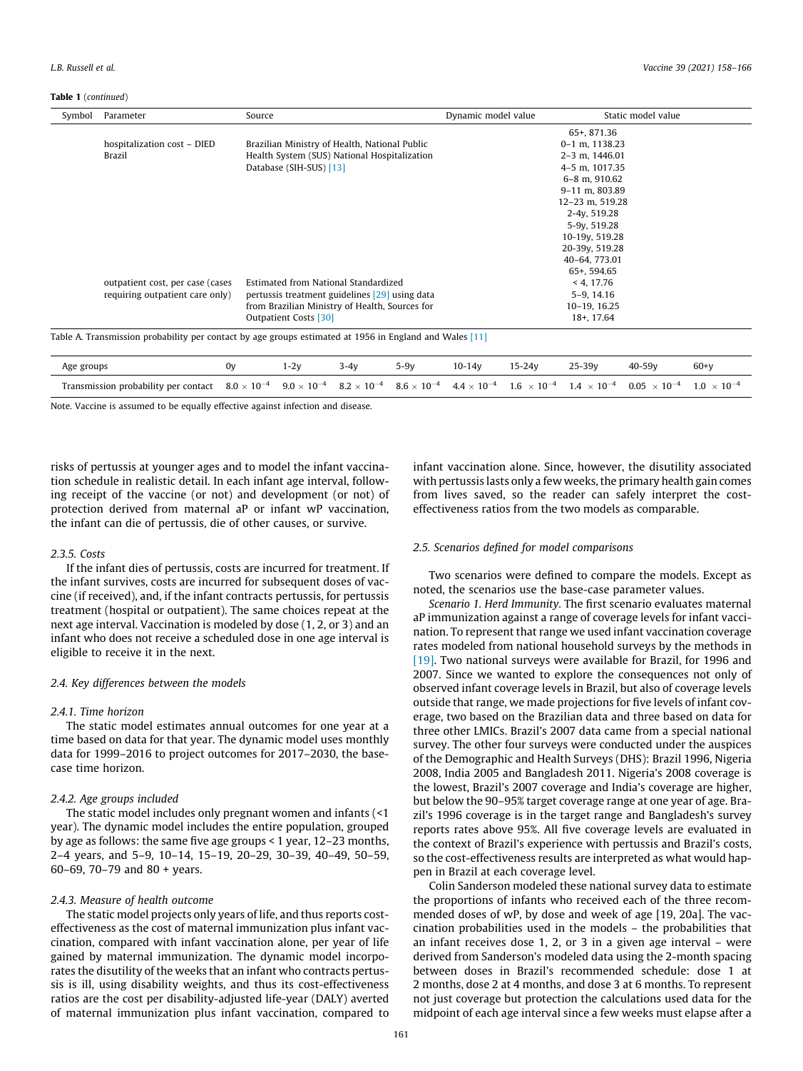**Table 1** (*continued*)

| Symbol | Parameter | Source | Dynamic model value | Static model value |
|---|---|---|---|---|
| | | | | 65+, 871.36 |
| | hospitalization cost – DIED Brazil | Brazilian Ministry of Health, National Public Health System (SUS) National Hospitalization Database (SIH-SUS) [13] | | 0–1 m, 1138.23<br>2–3 m, 1446.01<br>4–5 m, 1017.35<br>6–8 m, 910.62<br>9–11 m, 803.89<br>12–23 m, 519.28<br>2-4y, 519.28<br>5-9y, 519.28<br>10-19y, 519.28<br>20-39y, 519.28<br>40–64, 773.01<br>65+, 594.65 |
| | outpatient cost, per case (cases requiring outpatient care only) | Estimated from National Standardized pertussis treatment guidelines [29] using data from Brazilian Ministry of Health, Sources for Outpatient Costs [30] | | < 4, 17.76<br>5–9, 14.16<br>10–19, 16.25<br>18+, 17.64 |

Table A. Transmission probability per contact by age groups estimated at 1956 in England and Wales [11]

| Age groups | 0y | 1-2y | 3-4y | 5-9y | 10-14y | 15-24y | 25-39y | 40-59y | 60+y |
|---|---|---|---|---|---|---|---|---|---|
| Transmission probability per contact | $8.0 \times 10^{-4}$ | $9.0 \times 10^{-4}$ | $8.2 \times 10^{-4}$ | $8.6 \times 10^{-4}$ | $4.4 \times 10^{-4}$ | $1.6 \times 10^{-4}$ | $1.4 \times 10^{-4}$ | $0.05 \times 10^{-4}$ | $1.0 \times 10^{-4}$ |

Note. Vaccine is assumed to be equally effective against infection and disease.

risks of pertussis at younger ages and to model the infant vaccination schedule in realistic detail. In each infant age interval, following receipt of the vaccine (or not) and development (or not) of protection derived from maternal aP or infant wP vaccination, the infant can die of pertussis, die of other causes, or survive.

#### 2.3.5. Costs

If the infant dies of pertussis, costs are incurred for treatment. If the infant survives, costs are incurred for subsequent doses of vaccine (if received), and, if the infant contracts pertussis, for pertussis treatment (hospital or outpatient). The same choices repeat at the next age interval. Vaccination is modeled by dose (1, 2, or 3) and an infant who does not receive a scheduled dose in one age interval is eligible to receive it in the next.

### 2.4. Key differences between the models

#### 2.4.1. Time horizon

The static model estimates annual outcomes for one year at a time based on data for that year. The dynamic model uses monthly data for 1999–2016 to project outcomes for 2017–2030, the base-case time horizon.

#### 2.4.2. Age groups included

The static model includes only pregnant women and infants (<1 year). The dynamic model includes the entire population, grouped by age as follows: the same five age groups < 1 year, 12–23 months, 2–4 years, and 5–9, 10–14, 15–19, 20–29, 30–39, 40–49, 50–59, 60–69, 70–79 and 80 + years.

#### 2.4.3. Measure of health outcome

The static model projects only years of life, and thus reports cost-effectiveness as the cost of maternal immunization plus infant vaccination, compared with infant vaccination alone, per year of life gained by maternal immunization. The dynamic model incorporates the disutility of the weeks that an infant who contracts pertussis is ill, using disability weights, and thus its cost-effectiveness ratios are the cost per disability-adjusted life-year (DALY) averted of maternal immunization plus infant vaccination, compared to infant vaccination alone. Since, however, the disutility associated with pertussis lasts only a few weeks, the primary health gain comes from lives saved, so the reader can safely interpret the cost-effectiveness ratios from the two models as comparable.

### 2.5. Scenarios defined for model comparisons

Two scenarios were defined to compare the models. Except as noted, the scenarios use the base-case parameter values.

*Scenario 1. Herd Immunity*. The first scenario evaluates maternal aP immunization against a range of coverage levels for infant vaccination. To represent that range we used infant vaccination coverage rates modeled from national household surveys by the methods in [19]. Two national surveys were available for Brazil, for 1996 and 2007. Since we wanted to explore the consequences not only of observed infant coverage levels in Brazil, but also of coverage levels outside that range, we made projections for five levels of infant coverage, two based on the Brazilian data and three based on data for three other LMICs. Brazil's 2007 data came from a special national survey. The other four surveys were conducted under the auspices of the Demographic and Health Surveys (DHS): Brazil 1996, Nigeria 2008, India 2005 and Bangladesh 2011. Nigeria's 2008 coverage is the lowest, Brazil's 2007 coverage and India's coverage are higher, but below the 90–95% target coverage range at one year of age. Brazil's 1996 coverage is in the target range and Bangladesh's survey reports rates above 95%. All five coverage levels are evaluated in the context of Brazil's experience with pertussis and Brazil's costs, so the cost-effectiveness results are interpreted as what would happen in Brazil at each coverage level.

Colin Sanderson modeled these national survey data to estimate the proportions of infants who received each of the three recommended doses of wP, by dose and week of age [19, 20a]. The vaccination probabilities used in the models – the probabilities that an infant receives dose 1, 2, or 3 in a given age interval – were derived from Sanderson's modeled data using the 2-month spacing between doses in Brazil's recommended schedule: dose 1 at 2 months, dose 2 at 4 months, and dose 3 at 6 months. To represent not just coverage but protection the calculations used data for the midpoint of each age interval since a few weeks must elapse after a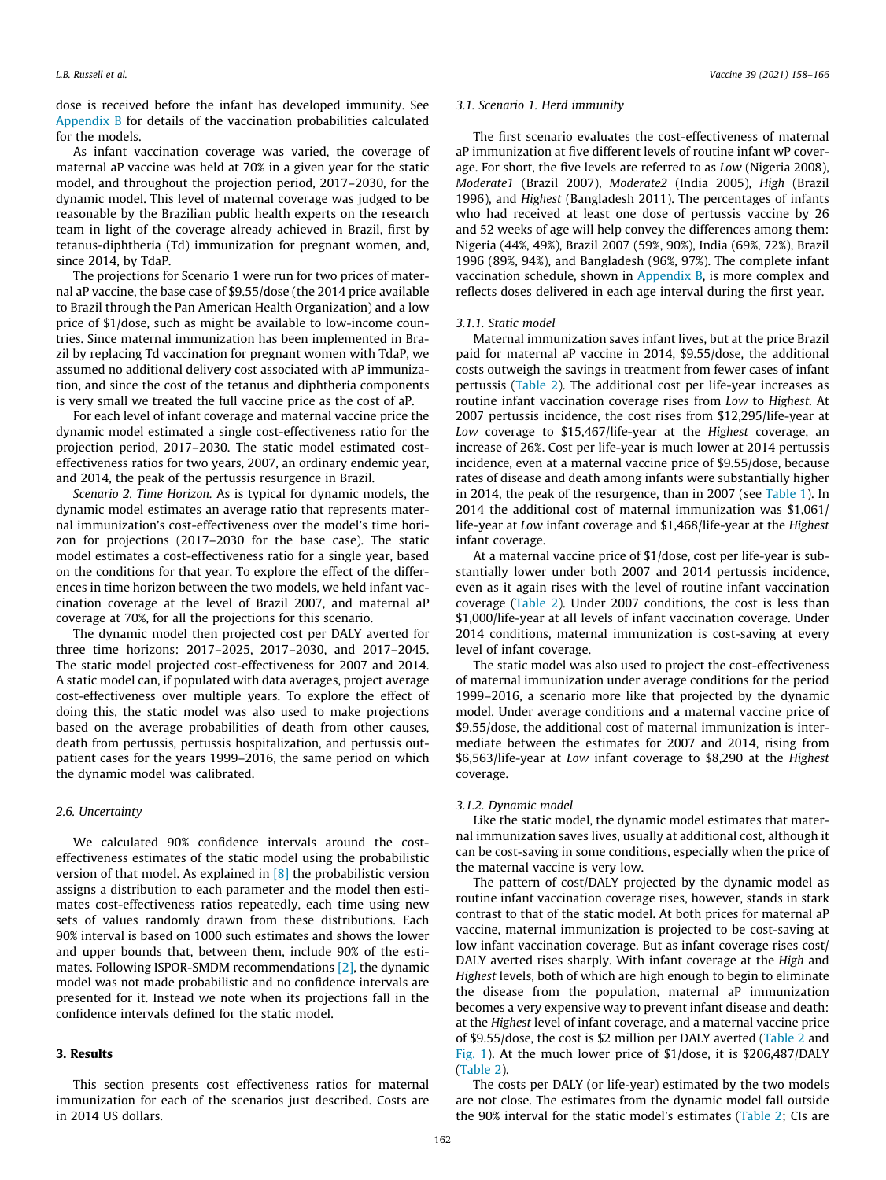dose is received before the infant has developed immunity. See Appendix B for details of the vaccination probabilities calculated for the models.

As infant vaccination coverage was varied, the coverage of maternal aP vaccine was held at 70% in a given year for the static model, and throughout the projection period, 2017–2030, for the dynamic model. This level of maternal coverage was judged to be reasonable by the Brazilian public health experts on the research team in light of the coverage already achieved in Brazil, first by tetanus-diphtheria (Td) immunization for pregnant women, and, since 2014, by TdaP.

The projections for Scenario 1 were run for two prices of maternal aP vaccine, the base case of $9.55/dose (the 2014 price available to Brazil through the Pan American Health Organization) and a low price of $1/dose, such as might be available to low-income countries. Since maternal immunization has been implemented in Brazil by replacing Td vaccination for pregnant women with TdaP, we assumed no additional delivery cost associated with aP immunization, and since the cost of the tetanus and diphtheria components is very small we treated the full vaccine price as the cost of aP.

For each level of infant coverage and maternal vaccine price the dynamic model estimated a single cost-effectiveness ratio for the projection period, 2017–2030. The static model estimated cost-effectiveness ratios for two years, 2007, an ordinary endemic year, and 2014, the peak of the pertussis resurgence in Brazil.

*Scenario 2. Time Horizon.* As is typical for dynamic models, the dynamic model estimates an average ratio that represents maternal immunization's cost-effectiveness over the model's time horizon for projections (2017–2030 for the base case). The static model estimates a cost-effectiveness ratio for a single year, based on the conditions for that year. To explore the effect of the differences in time horizon between the two models, we held infant vaccination coverage at the level of Brazil 2007, and maternal aP coverage at 70%, for all the projections for this scenario.

The dynamic model then projected cost per DALY averted for three time horizons: 2017–2025, 2017–2030, and 2017–2045. The static model projected cost-effectiveness for 2007 and 2014. A static model can, if populated with data averages, project average cost-effectiveness over multiple years. To explore the effect of doing this, the static model was also used to make projections based on the average probabilities of death from other causes, death from pertussis, pertussis hospitalization, and pertussis outpatient cases for the years 1999–2016, the same period on which the dynamic model was calibrated.

### 2.6. Uncertainty

We calculated 90% confidence intervals around the cost-effectiveness estimates of the static model using the probabilistic version of that model. As explained in [8] the probabilistic version assigns a distribution to each parameter and the model then estimates cost-effectiveness ratios repeatedly, each time using new sets of values randomly drawn from these distributions. Each 90% interval is based on 1000 such estimates and shows the lower and upper bounds that, between them, include 90% of the estimates. Following ISPOR-SMDM recommendations [2], the dynamic model was not made probabilistic and no confidence intervals are presented for it. Instead we note when its projections fall in the confidence intervals defined for the static model.

## 3. Results

This section presents cost effectiveness ratios for maternal immunization for each of the scenarios just described. Costs are in 2014 US dollars.

### 3.1. Scenario 1. Herd immunity

The first scenario evaluates the cost-effectiveness of maternal aP immunization at five different levels of routine infant wP coverage. For short, the five levels are referred to as *Low* (Nigeria 2008), *Moderate1* (Brazil 2007), *Moderate2* (India 2005), *High* (Brazil 1996), and *Highest* (Bangladesh 2011). The percentages of infants who had received at least one dose of pertussis vaccine by 26 and 52 weeks of age will help convey the differences among them: Nigeria (44%, 49%), Brazil 2007 (59%, 90%), India (69%, 72%), Brazil 1996 (89%, 94%), and Bangladesh (96%, 97%). The complete infant vaccination schedule, shown in Appendix B, is more complex and reflects doses delivered in each age interval during the first year.

#### 3.1.1. Static model

Maternal immunization saves infant lives, but at the price Brazil paid for maternal aP vaccine in 2014, $9.55/dose, the additional costs outweigh the savings in treatment from fewer cases of infant pertussis (Table 2). The additional cost per life-year increases as routine infant vaccination coverage rises from *Low* to *Highest*. At 2007 pertussis incidence, the cost rises from $12,295/life-year at *Low* coverage to $15,467/life-year at the *Highest* coverage, an increase of 26%. Cost per life-year is much lower at 2014 pertussis incidence, even at a maternal vaccine price of $9.55/dose, because rates of disease and death among infants were substantially higher in 2014, the peak of the resurgence, than in 2007 (see Table 1). In 2014 the additional cost of maternal immunization was $1,061/life-year at *Low* infant coverage and $1,468/life-year at the *Highest* infant coverage.

At a maternal vaccine price of $1/dose, cost per life-year is substantially lower under both 2007 and 2014 pertussis incidence, even as it again rises with the level of routine infant vaccination coverage (Table 2). Under 2007 conditions, the cost is less than $1,000/life-year at all levels of infant vaccination coverage. Under 2014 conditions, maternal immunization is cost-saving at every level of infant coverage.

The static model was also used to project the cost-effectiveness of maternal immunization under average conditions for the period 1999–2016, a scenario more like that projected by the dynamic model. Under average conditions and a maternal vaccine price of $9.55/dose, the additional cost of maternal immunization is intermediate between the estimates for 2007 and 2014, rising from $6,563/life-year at *Low* infant coverage to $8,290 at the *Highest* coverage.

#### 3.1.2. Dynamic model

Like the static model, the dynamic model estimates that maternal immunization saves lives, usually at additional cost, although it can be cost-saving in some conditions, especially when the price of the maternal vaccine is very low.

The pattern of cost/DALY projected by the dynamic model as routine infant vaccination coverage rises, however, stands in stark contrast to that of the static model. At both prices for maternal aP vaccine, maternal immunization is projected to be cost-saving at low infant vaccination coverage. But as infant coverage rises cost/DALY averted rises sharply. With infant coverage at the *High* and *Highest* levels, both of which are high enough to begin to eliminate the disease from the population, maternal aP immunization becomes a very expensive way to prevent infant disease and death: at the *Highest* level of infant coverage, and a maternal vaccine price of $9.55/dose, the cost is $2 million per DALY averted (Table 2 and Fig. 1). At the much lower price of $1/dose, it is $206,487/DALY (Table 2).

The costs per DALY (or life-year) estimated by the two models are not close. The estimates from the dynamic model fall outside the 90% interval for the static model's estimates (Table 2; CIs are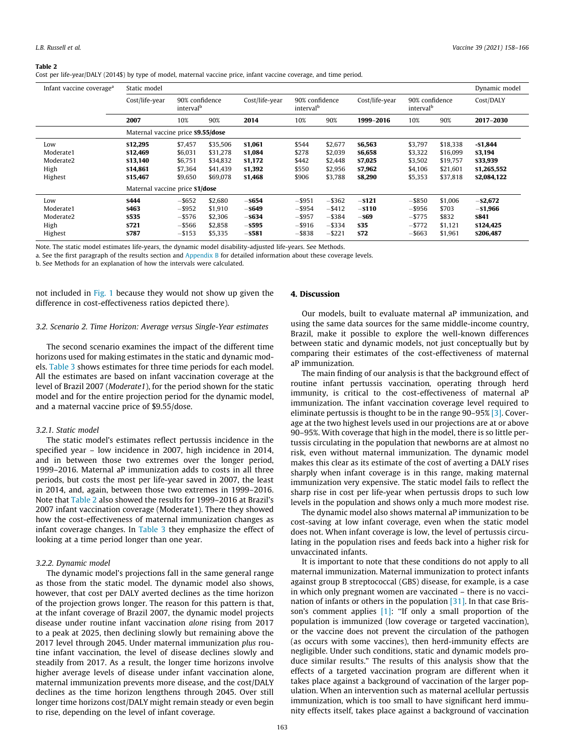**Table 2**
Cost per life-year/DALY (2014$) by type of model, maternal vaccine price, infant vaccine coverage, and time period.

| Infant vaccine coverage[a] | Static model | | | | | | | | | Dynamic model |
|---|---|---|---|---|---|---|---|---|---|---|
| | Cost/life-year | 90% confidence interval[b] | | Cost/life-year | 90% confidence interval[b] | | Cost/life-year | 90% confidence interval[b] | | Cost/DALY |
| | **2007** | 10% | 90% | **2014** | 10% | 90% | **1999–2016** | 10% | 90% | **2017–2030** |
| | Maternal vaccine price **$9.55/dose** | | | | | | | | | |
| Low | **$12,295** | $7,457 | $35,506 | **$1,061** | $544 | $2,677 | **$6,563** | $3,797 | $18,338 | **-$1,844** |
| Moderate1 | **$12,469** | $6,031 | $31,278 | **$1,084** | $278 | $2,039 | **$6,658** | $3,322 | $16,099 | **$3,194** |
| Moderate2 | **$13,140** | $6,751 | $34,832 | **$1,172** | $442 | $2,448 | **$7,025** | $3,502 | $19,757 | **$33,939** |
| High | **$14,861** | $7,364 | $41,439 | **$1,392** | $550 | $2,956 | **$7,962** | $4,106 | $21,601 | **$1,265,552** |
| Highest | **$15,467** | $9,650 | $69,078 | **$1,468** | $906 | $3,788 | **$8,290** | $5,353 | $37,818 | **$2,084,122** |
| | Maternal vaccine price **$1/dose** | | | | | | | | | |
| Low | **$444** | −$652 | $2,680 | **−$654** | −$951 | −$362 | **−$121** | −$850 | $1,006 | **−$2,672** |
| Moderate1 | **$463** | −$952 | $1,910 | **−$649** | −$954 | −$412 | **−$110** | −$956 | $703 | **−$1,966** |
| Moderate2 | **$535** | −$576 | $2,306 | **−$634** | −$957 | −$384 | **−$69** | −$775 | $832 | **$841** |
| High | **$721** | −$566 | $2,858 | **−$595** | −$916 | −$334 | **$35** | −$772 | $1,121 | **$124,425** |
| Highest | **$787** | −$153 | $5,335 | **−$581** | −$838 | −$221 | **$72** | −$663 | $1,961 | **$206,487** |

Note. The static model estimates life-years, the dynamic model disability-adjusted life-years. See Methods.

a. See the first paragraph of the results section and Appendix B for detailed information about these coverage levels.

b. See Methods for an explanation of how the intervals were calculated.

not included in Fig. 1 because they would not show up given the difference in cost-effectiveness ratios depicted there).

### 3.2. Scenario 2. Time Horizon: Average versus Single-Year estimates

The second scenario examines the impact of the different time horizons used for making estimates in the static and dynamic models. Table 3 shows estimates for three time periods for each model. All the estimates are based on infant vaccination coverage at the level of Brazil 2007 (*Moderate1*), for the period shown for the static model and for the entire projection period for the dynamic model, and a maternal vaccine price of $9.55/dose.

#### 3.2.1. Static model

The static model's estimates reflect pertussis incidence in the specified year – low incidence in 2007, high incidence in 2014, and in between those two extremes over the longer period, 1999–2016. Maternal aP immunization adds to costs in all three periods, but costs the most per life-year saved in 2007, the least in 2014, and, again, between those two extremes in 1999–2016. Note that Table 2 also showed the results for 1999–2016 at Brazil's 2007 infant vaccination coverage (Moderate1). There they showed how the cost-effectiveness of maternal immunization changes as infant coverage changes. In Table 3 they emphasize the effect of looking at a time period longer than one year.

#### 3.2.2. Dynamic model

The dynamic model's projections fall in the same general range as those from the static model. The dynamic model also shows, however, that cost per DALY averted declines as the time horizon of the projection grows longer. The reason for this pattern is that, at the infant coverage of Brazil 2007, the dynamic model projects disease under routine infant vaccination *alone* rising from 2017 to a peak at 2025, then declining slowly but remaining above the 2017 level through 2045. Under maternal immunization *plus* routine infant vaccination, the level of disease declines slowly and steadily from 2017. As a result, the longer time horizons involve higher average levels of disease under infant vaccination alone, maternal immunization prevents more disease, and the cost/DALY declines as the time horizon lengthens through 2045. Over still longer time horizons cost/DALY might remain steady or even begin to rise, depending on the level of infant coverage.

## 4. Discussion

Our models, built to evaluate maternal aP immunization, and using the same data sources for the same middle-income country, Brazil, make it possible to explore the well-known differences between static and dynamic models, not just conceptually but by comparing their estimates of the cost-effectiveness of maternal aP immunization.

The main finding of our analysis is that the background effect of routine infant pertussis vaccination, operating through herd immunity, is critical to the cost-effectiveness of maternal aP immunization. The infant vaccination coverage level required to eliminate pertussis is thought to be in the range 90–95% [3]. Coverage at the two highest levels used in our projections are at or above 90–95%. With coverage that high in the model, there is so little pertussis circulating in the population that newborns are at almost no risk, even without maternal immunization. The dynamic model makes this clear as its estimate of the cost of averting a DALY rises sharply when infant coverage is in this range, making maternal immunization very expensive. The static model fails to reflect the sharp rise in cost per life-year when pertussis drops to such low levels in the population and shows only a much more modest rise.

The dynamic model also shows maternal aP immunization to be cost-saving at low infant coverage, even when the static model does not. When infant coverage is low, the level of pertussis circulating in the population rises and feeds back into a higher risk for unvaccinated infants.

It is important to note that these conditions do not apply to all maternal immunization. Maternal immunization to protect infants against group B streptococcal (GBS) disease, for example, is a case in which only pregnant women are vaccinated – there is no vaccination of infants or others in the population [31]. In that case Brisson's comment applies [1]: "If only a small proportion of the population is immunized (low coverage or targeted vaccination), or the vaccine does not prevent the circulation of the pathogen (as occurs with some vaccines), then herd-immunity effects are negligible. Under such conditions, static and dynamic models produce similar results." The results of this analysis show that the effects of a targeted vaccination program are different when it takes place against a background of vaccination of the larger population. When an intervention such as maternal acellular pertussis immunization, which is too small to have significant herd immunity effects itself, takes place against a background of vaccination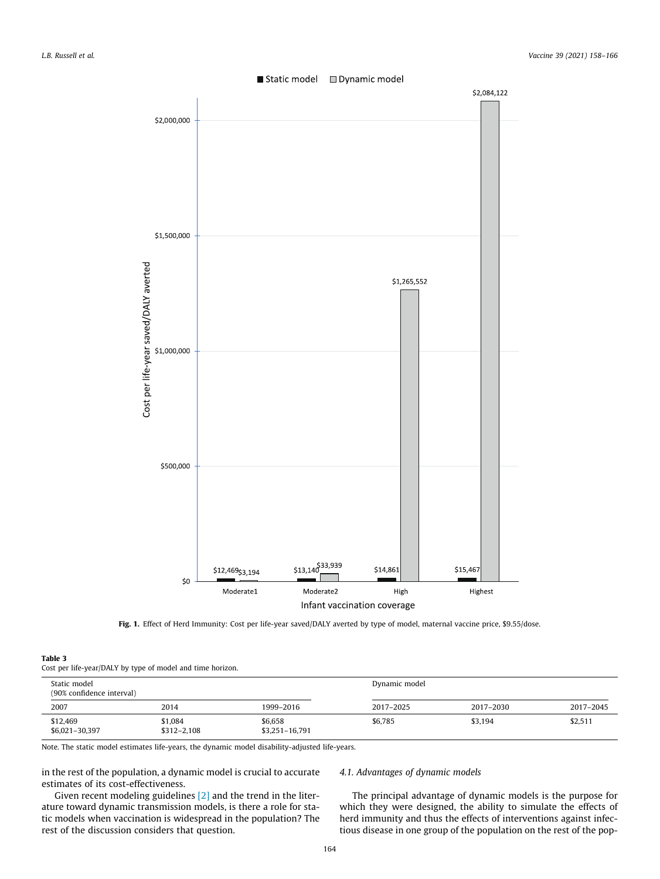Fig. 1. Effect of Herd Immunity: Cost per life-year saved/DALY averted by type of model, maternal vaccine price, $9.55/dose.

**Table 3**
Cost per life-year/DALY by type of model and time horizon.

| Static model (90% confidence interval) | | | Dynamic model | | |
|---|---|---|---|---|---|
| 2007 | 2014 | 1999–2016 | 2017–2025 | 2017–2030 | 2017–2045 |
| $12,469 $6,021–30,397 | $1,084 $312–2,108 | $6,658 $3,251–16,791 | $6,785 | $3,194 | $2,511 |

Note. The static model estimates life-years, the dynamic model disability-adjusted life-years.

in the rest of the population, a dynamic model is crucial to accurate estimates of its cost-effectiveness.

Given recent modeling guidelines [2] and the trend in the literature toward dynamic transmission models, is there a role for static models when vaccination is widespread in the population? The rest of the discussion considers that question.

### *4.1. Advantages of dynamic models*

The principal advantage of dynamic models is the purpose for which they were designed, the ability to simulate the effects of herd immunity and thus the effects of interventions against infectious disease in one group of the population on the rest of the pop-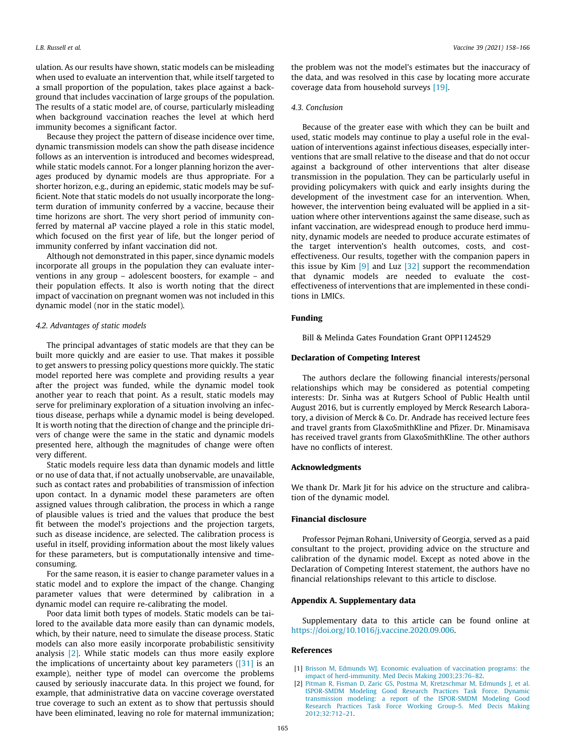ulation. As our results have shown, static models can be misleading when used to evaluate an intervention that, while itself targeted to a small proportion of the population, takes place against a background that includes vaccination of large groups of the population. The results of a static model are, of course, particularly misleading when background vaccination reaches the level at which herd immunity becomes a significant factor.

Because they project the pattern of disease incidence over time, dynamic transmission models can show the path disease incidence follows as an intervention is introduced and becomes widespread, while static models cannot. For a longer planning horizon the averages produced by dynamic models are thus appropriate. For a shorter horizon, e.g., during an epidemic, static models may be sufficient. Note that static models do not usually incorporate the long-term duration of immunity conferred by a vaccine, because their time horizons are short. The very short period of immunity conferred by maternal aP vaccine played a role in this static model, which focused on the first year of life, but the longer period of immunity conferred by infant vaccination did not.

Although not demonstrated in this paper, since dynamic models incorporate all groups in the population they can evaluate interventions in any group – adolescent boosters, for example – and their population effects. It also is worth noting that the direct impact of vaccination on pregnant women was not included in this dynamic model (nor in the static model).

### 4.2. Advantages of static models

The principal advantages of static models are that they can be built more quickly and are easier to use. That makes it possible to get answers to pressing policy questions more quickly. The static model reported here was complete and providing results a year after the project was funded, while the dynamic model took another year to reach that point. As a result, static models may serve for preliminary exploration of a situation involving an infectious disease, perhaps while a dynamic model is being developed. It is worth noting that the direction of change and the principle drivers of change were the same in the static and dynamic models presented here, although the magnitudes of change were often very different.

Static models require less data than dynamic models and little or no use of data that, if not actually unobservable, are unavailable, such as contact rates and probabilities of transmission of infection upon contact. In a dynamic model these parameters are often assigned values through calibration, the process in which a range of plausible values is tried and the values that produce the best fit between the model's projections and the projection targets, such as disease incidence, are selected. The calibration process is useful in itself, providing information about the most likely values for these parameters, but is computationally intensive and time-consuming.

For the same reason, it is easier to change parameter values in a static model and to explore the impact of the change. Changing parameter values that were determined by calibration in a dynamic model can require re-calibrating the model.

Poor data limit both types of models. Static models can be tailored to the available data more easily than can dynamic models, which, by their nature, need to simulate the disease process. Static models can also more easily incorporate probabilistic sensitivity analysis [2]. While static models can thus more easily explore the implications of uncertainty about key parameters ([31] is an example), neither type of model can overcome the problems caused by seriously inaccurate data. In this project we found, for example, that administrative data on vaccine coverage overstated true coverage to such an extent as to show that pertussis should have been eliminated, leaving no role for maternal immunization; the problem was not the model's estimates but the inaccuracy of the data, and was resolved in this case by locating more accurate coverage data from household surveys [19].

### 4.3. Conclusion

Because of the greater ease with which they can be built and used, static models may continue to play a useful role in the evaluation of interventions against infectious diseases, especially interventions that are small relative to the disease and that do not occur against a background of other interventions that alter disease transmission in the population. They can be particularly useful in providing policymakers with quick and early insights during the development of the investment case for an intervention. When, however, the intervention being evaluated will be applied in a situation where other interventions against the same disease, such as infant vaccination, are widespread enough to produce herd immunity, dynamic models are needed to produce accurate estimates of the target intervention's health outcomes, costs, and cost-effectiveness. Our results, together with the companion papers in this issue by Kim [9] and Luz [32] support the recommendation that dynamic models are needed to evaluate the cost-effectiveness of interventions that are implemented in these conditions in LMICs.

## Funding

Bill & Melinda Gates Foundation Grant OPP1124529

## Declaration of Competing Interest

The authors declare the following financial interests/personal relationships which may be considered as potential competing interests: Dr. Sinha was at Rutgers School of Public Health until August 2016, but is currently employed by Merck Research Laboratory, a division of Merck & Co. Dr. Andrade has received lecture fees and travel grants from GlaxoSmithKline and Pfizer. Dr. Minamisava has received travel grants from GlaxoSmithKline. The other authors have no conflicts of interest.

## Acknowledgments

We thank Dr. Mark Jit for his advice on the structure and calibration of the dynamic model.

## Financial disclosure

Professor Pejman Rohani, University of Georgia, served as a paid consultant to the project, providing advice on the structure and calibration of the dynamic model. Except as noted above in the Declaration of Competing Interest statement, the authors have no financial relationships relevant to this article to disclose.

## Appendix A. Supplementary data

Supplementary data to this article can be found online at https://doi.org/10.1016/j.vaccine.2020.09.006.

## References

[1] Brisson M, Edmunds WJ. Economic evaluation of vaccination programs: the impact of herd-immunity. Med Decis Making 2003;23:76–82.

[2] Pitman R, Fisman D, Zaric GS, Postma M, Kretzschmar M, Edmunds J, et al. ISPOR-SMDM Modeling Good Research Practices Task Force. Dynamic transmission modeling: a report of the ISPOR-SMDM Modeling Good Research Practices Task Force Working Group-5. Med Decis Making 2012;32:712–21.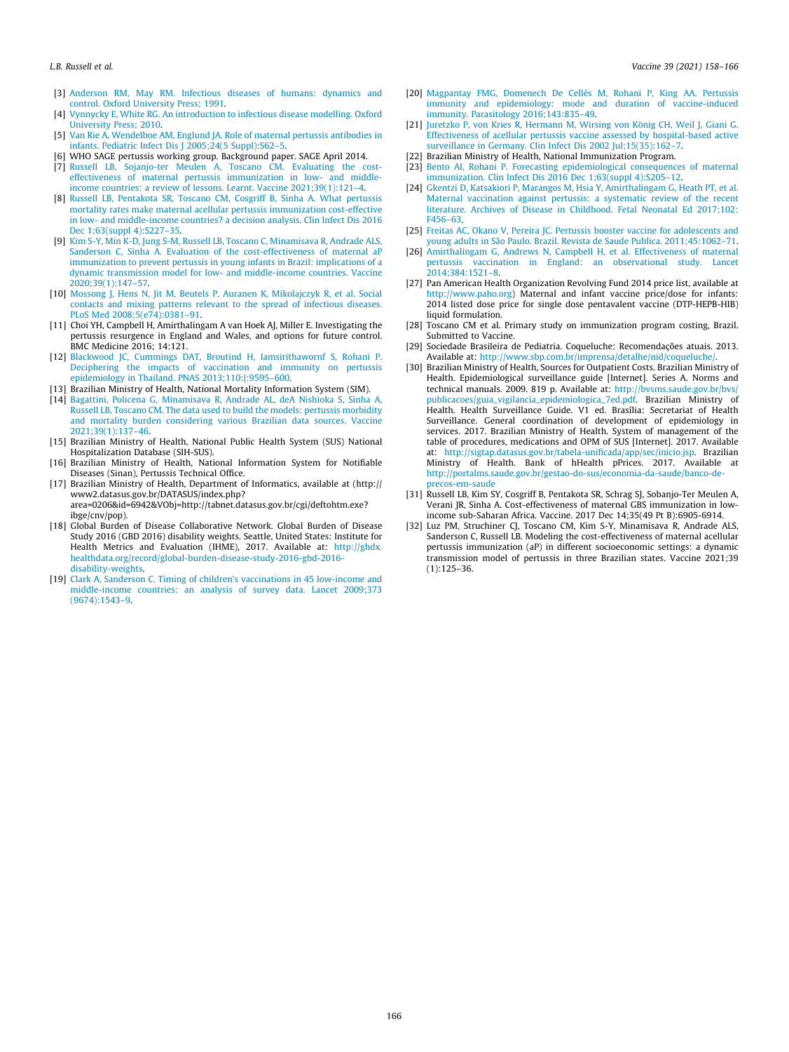[3] Anderson RM, May RM. Infectious diseases of humans: dynamics and control. Oxford University Press; 1991.

[4] Vynnycky E, White RG. An introduction to infectious disease modelling. Oxford University Press; 2010.

[5] Van Rie A, Wendelboe AM, Englund JA. Role of maternal pertussis antibodies in infants. Pediatric Infect Dis J 2005;24(5 Suppl):S62–5.

[6] WHO SAGE pertussis working group. Background paper. SAGE April 2014.

[7] Russell LB, Sojanjo-ter Meulen A, Toscano CM. Evaluating the cost-effectiveness of maternal pertussis immunization in low- and middle-income countries: a review of lessons. Learnt. Vaccine 2021;39(1):121–4.

[8] Russell LB, Pentakota SR, Toscano CM, Cosgriff B, Sinha A. What pertussis mortality rates make maternal acellular pertussis immunization cost-effective in low- and middle-income countries? a decision analysis. Clin Infect Dis 2016 Dec 1;63(suppl 4):S227–35.

[9] Kim S-Y, Min K-D, Jung S-M, Russell LB, Toscano C, Minamisava R, Andrade ALS, Sanderson C, Sinha A. Evaluation of the cost-effectiveness of maternal aP immunization to prevent pertussis in young infants in Brazil: implications of a dynamic transmission model for low- and middle-income countries. Vaccine 2020;39(1):147–57.

[10] Mossong J, Hens N, Jit M, Beutels P, Auranen K, Mikolajczyk R, et al. Social contacts and mixing patterns relevant to the spread of infectious diseases. PLoS Med 2008;5(e74):0381–91.

[11] Choi YH, Campbell H, Amirthalingam A van Hoek AJ, Miller E. Investigating the pertussis resurgence in England and Wales, and options for future control. BMC Medicine 2016; 14:121.

[12] Blackwood JC, Cummings DAT, Broutind H, Iamsirithawornf S, Rohani P. Deciphering the impacts of vaccination and immunity on pertussis epidemiology in Thailand. PNAS 2013;110:|:9595–600.

[13] Brazilian Ministry of Health, National Mortality Information System (SIM).

[14] Bagattini, Policena G, Minamisava R, Andrade AL, deA Nishioka S, Sinha A, Russell LB, Toscano CM. The data used to build the models: pertussis morbidity and mortality burden considering various Brazilian data sources. Vaccine 2021;39(1):137–46.

[15] Brazilian Ministry of Health, National Public Health System (SUS) National Hospitalization Database (SIH-SUS).

[16] Brazilian Ministry of Health, National Information System for Notifiable Diseases (Sinan), Pertussis Technical Office.

[17] Brazilian Ministry of Health, Department of Informatics, available at (http://www2.datasus.gov.br/DATASUS/index.php?area=0206&id=6942&VObj=http://tabnet.datasus.gov.br/cgi/deftohtm.exe?ibge/cnv/pop).

[18] Global Burden of Disease Collaborative Network. Global Burden of Disease Study 2016 (GBD 2016) disability weights. Seattle, United States: Institute for Health Metrics and Evaluation (IHME), 2017. Available at: http://ghdx.healthdata.org/record/global-burden-disease-study-2016-gbd-2016-disability-weights.

[19] Clark A, Sanderson C. Timing of children's vaccinations in 45 low-income and middle-income countries: an analysis of survey data. Lancet 2009;373(9674):1543–9.

[20] Magpantay FMG, Domenech De Cellés M, Rohani P, King AA. Pertussis immunity and epidemiology: mode and duration of vaccine-induced immunity. Parasitology 2016;143:835–49.

[21] Juretzko P, von Kries R, Hermann M, Wirsing von König CH, Weil J, Giani G. Effectiveness of acellular pertussis vaccine assessed by hospital-based active surveillance in Germany. Clin Infect Dis 2002 Jul;15(35):162–7.

[22] Brazilian Ministry of Health, National Immunization Program.

[23] Bento AI, Rohani P. Forecasting epidemiological consequences of maternal immunization. Clin Infect Dis 2016 Dec 1;63(suppl 4):S205–12.

[24] Gkentzi D, Katsakiori P, Marangos M, Hsia Y, Amirthalingam G, Heath PT, et al. Maternal vaccination against pertussis: a systematic review of the recent literature. Archives of Disease in Childhood. Fetal Neonatal Ed 2017;102:F456–63.

[25] Freitas AC, Okano V, Pereira JC. Pertussis booster vaccine for adolescents and young adults in São Paulo. Brazil. Revista de Saude Publica. 2011;45:1062–71.

[26] Amirthalingam G, Andrews N, Campbell H, et al. Effectiveness of maternal pertussis vaccination in England: an observational study. Lancet 2014;384:1521–8.

[27] Pan American Health Organization Revolving Fund 2014 price list, available at http://www.paho.org) Maternal and infant vaccine price/dose for infants: 2014 listed dose price for single dose pentavalent vaccine (DTP-HEPB-HIB) liquid formulation.

[28] Toscano CM et al. Primary study on immunization program costing, Brazil. Submitted to Vaccine.

[29] Sociedade Brasileira de Pediatria. Coqueluche: Recomendações atuais. 2013. Available at: http://www.sbp.com.br/imprensa/detalhe/nid/coqueluche/.

[30] Brazilian Ministry of Health, Sources for Outpatient Costs. Brazilian Ministry of Health. Epidemiological surveillance guide [Internet]. Series A. Norms and technical manuals. 2009. 819 p. Available at: http://bvsms.saude.gov.br/bvs/publicacoes/guia_vigilancia_epidemiologica_7ed.pdf. Brazilian Ministry of Health. Health Surveillance Guide. V1 ed. Brasília: Secretariat of Health Surveillance. General coordination of development of epidemiology in services. 2017. Brazilian Ministry of Health. System of management of the table of procedures, medications and OPM of SUS [Internet]. 2017. Available at: http://sigtap.datasus.gov.br/tabela-unificada/app/sec/inicio.jsp. Brazilian Ministry of Health. Bank of hHealth pPrices. 2017. Available at http://portalms.saude.gov.br/gestao-do-sus/economia-da-saude/banco-de-precos-em-saude

[31] Russell LB, Kim SY, Cosgriff B, Pentakota SR, Schrag SJ, Sobanjo-Ter Meulen A, Verani JR, Sinha A. Cost-effectiveness of maternal GBS immunization in low-income sub-Saharan Africa. Vaccine. 2017 Dec 14;35(49 Pt B):6905-6914.

[32] Luz PM, Struchiner CJ, Toscano CM, Kim S-Y, Minamisava R, Andrade ALS, Sanderson C, Russell LB. Modeling the cost-effectiveness of maternal acellular pertussis immunization (aP) in different socioeconomic settings: a dynamic transmission model of pertussis in three Brazilian states. Vaccine 2021;39(1):125–36.